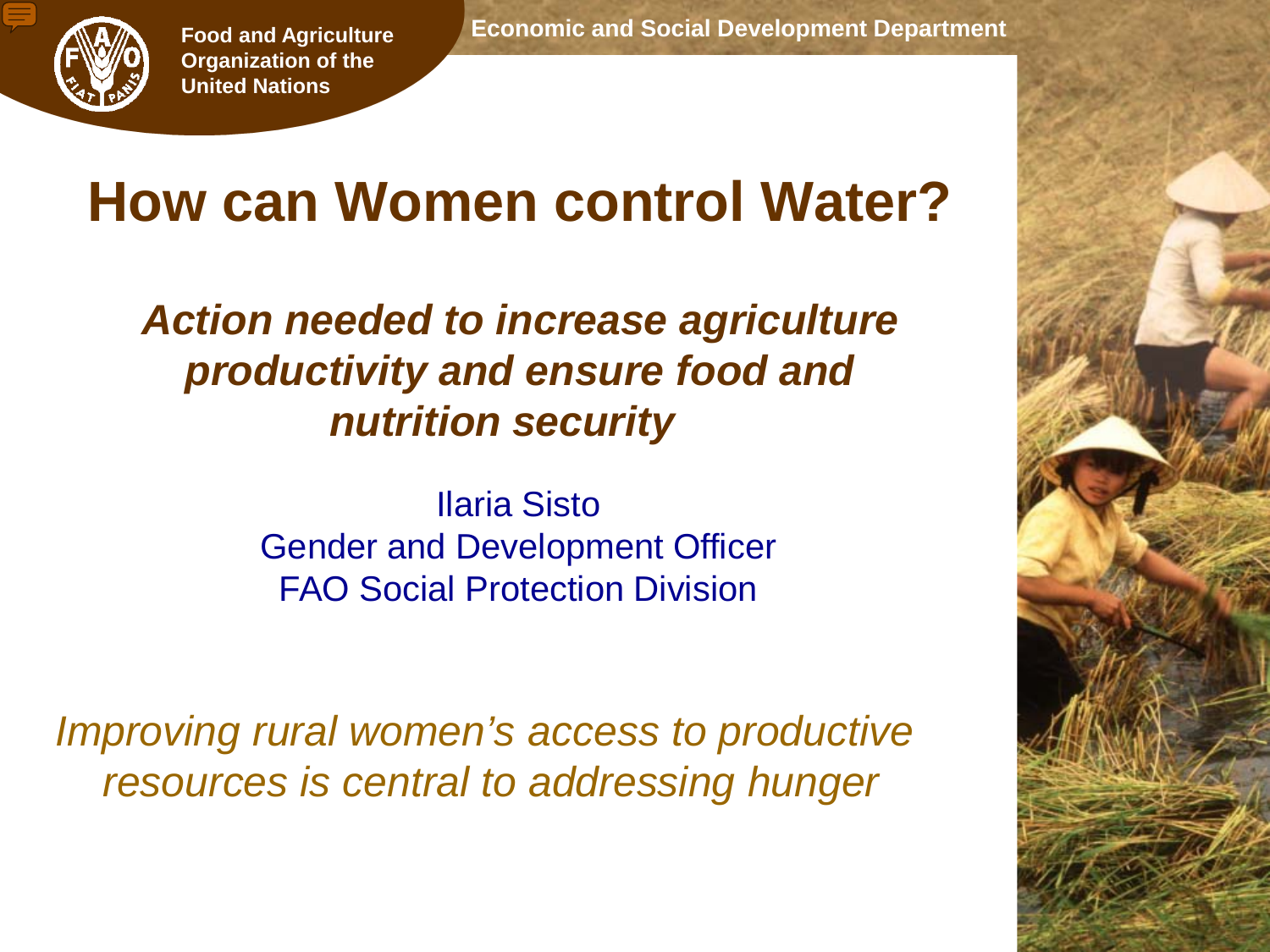Food and Agriculture Organization of the United Nations

Economic and Social Development Department

# How can Women control Water?

## *Action needed to increase agriculture productivity and ensure food and nutrition security*

Ilaria Sisto
Gender and Development Officer
FAO Social Protection Division

*Improving rural women's access to productive resources is central to addressing hunger*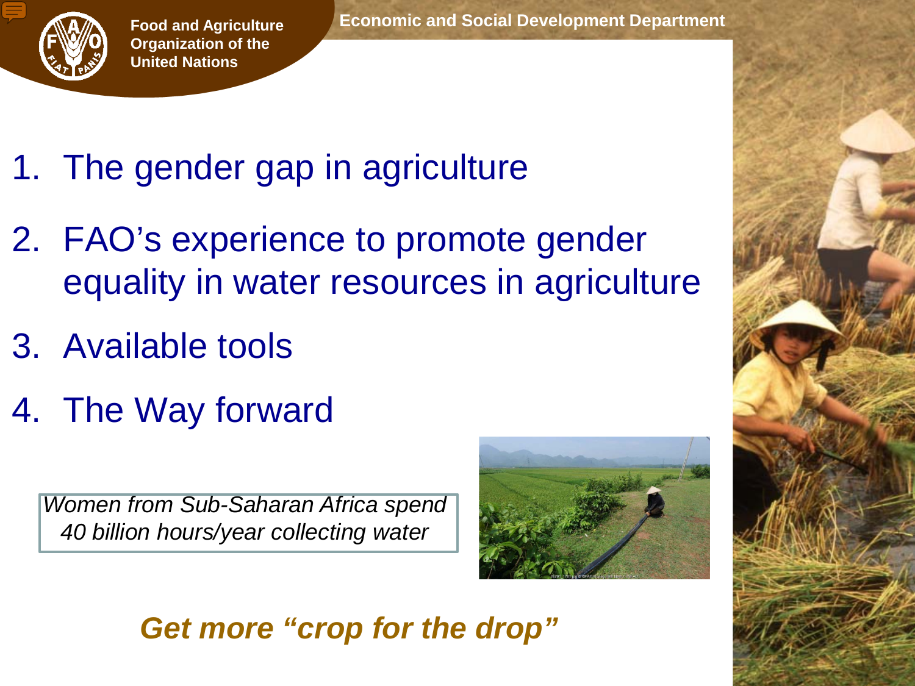1. The gender gap in agriculture
2. FAO's experience to promote gender equality in water resources in agriculture
3. Available tools
4. The Way forward

*Women from Sub-Saharan Africa spend 40 billion hours/year collecting water*

***Get more "crop for the drop"***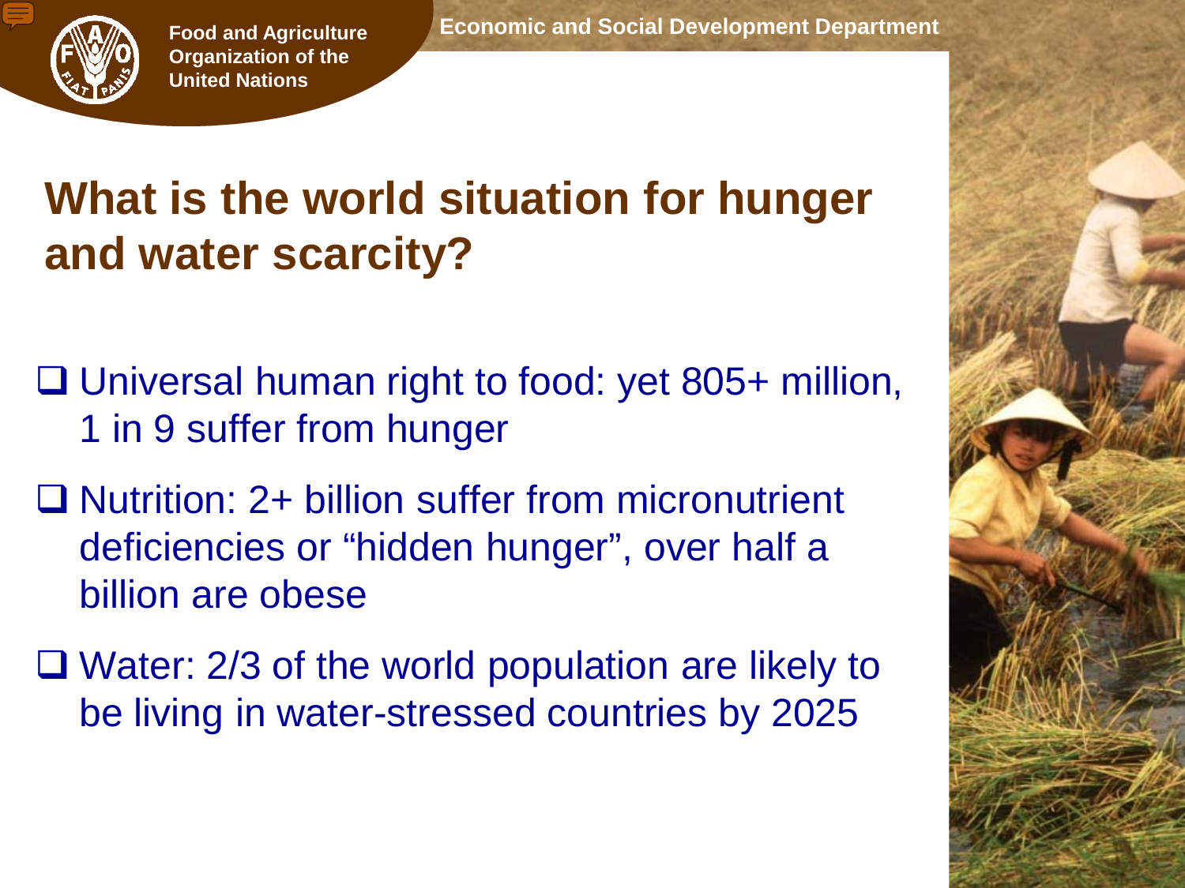# What is the world situation for hunger and water scarcity?

- Universal human right to food: yet 805+ million, 1 in 9 suffer from hunger
- Nutrition: 2+ billion suffer from micronutrient deficiencies or "hidden hunger", over half a billion are obese
- Water: 2/3 of the world population are likely to be living in water-stressed countries by 2025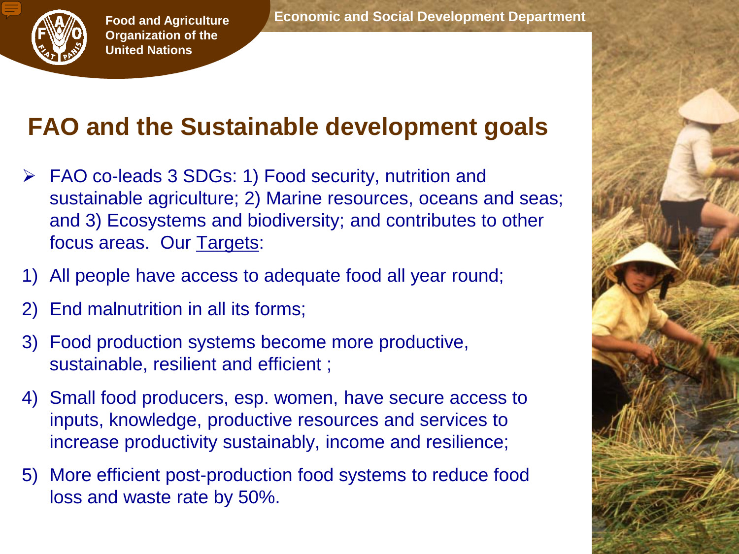# FAO and the Sustainable development goals

- FAO co-leads 3 SDGs: 1) Food security, nutrition and sustainable agriculture; 2) Marine resources, oceans and seas; and 3) Ecosystems and biodiversity; and contributes to other focus areas.  Our Targets:

1) All people have access to adequate food all year round;
2) End malnutrition in all its forms;
3) Food production systems become more productive, sustainable, resilient and efficient ;
4) Small food producers, esp. women, have secure access to inputs, knowledge, productive resources and services to increase productivity sustainably, income and resilience;
5) More efficient post-production food systems to reduce food loss and waste rate by 50%.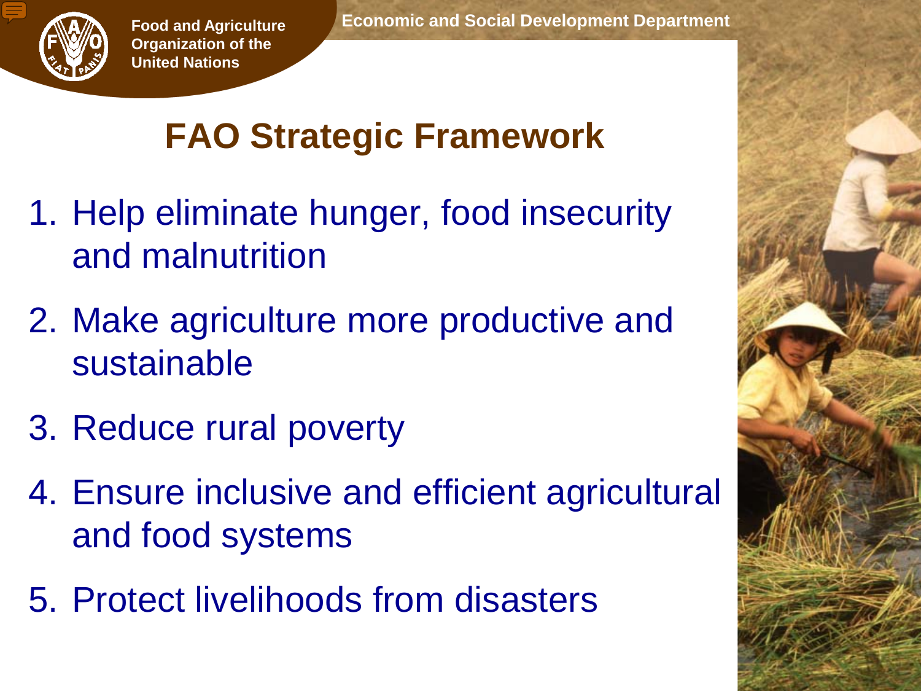# FAO Strategic Framework

1. Help eliminate hunger, food insecurity and malnutrition
2. Make agriculture more productive and sustainable
3. Reduce rural poverty
4. Ensure inclusive and efficient agricultural and food systems
5. Protect livelihoods from disasters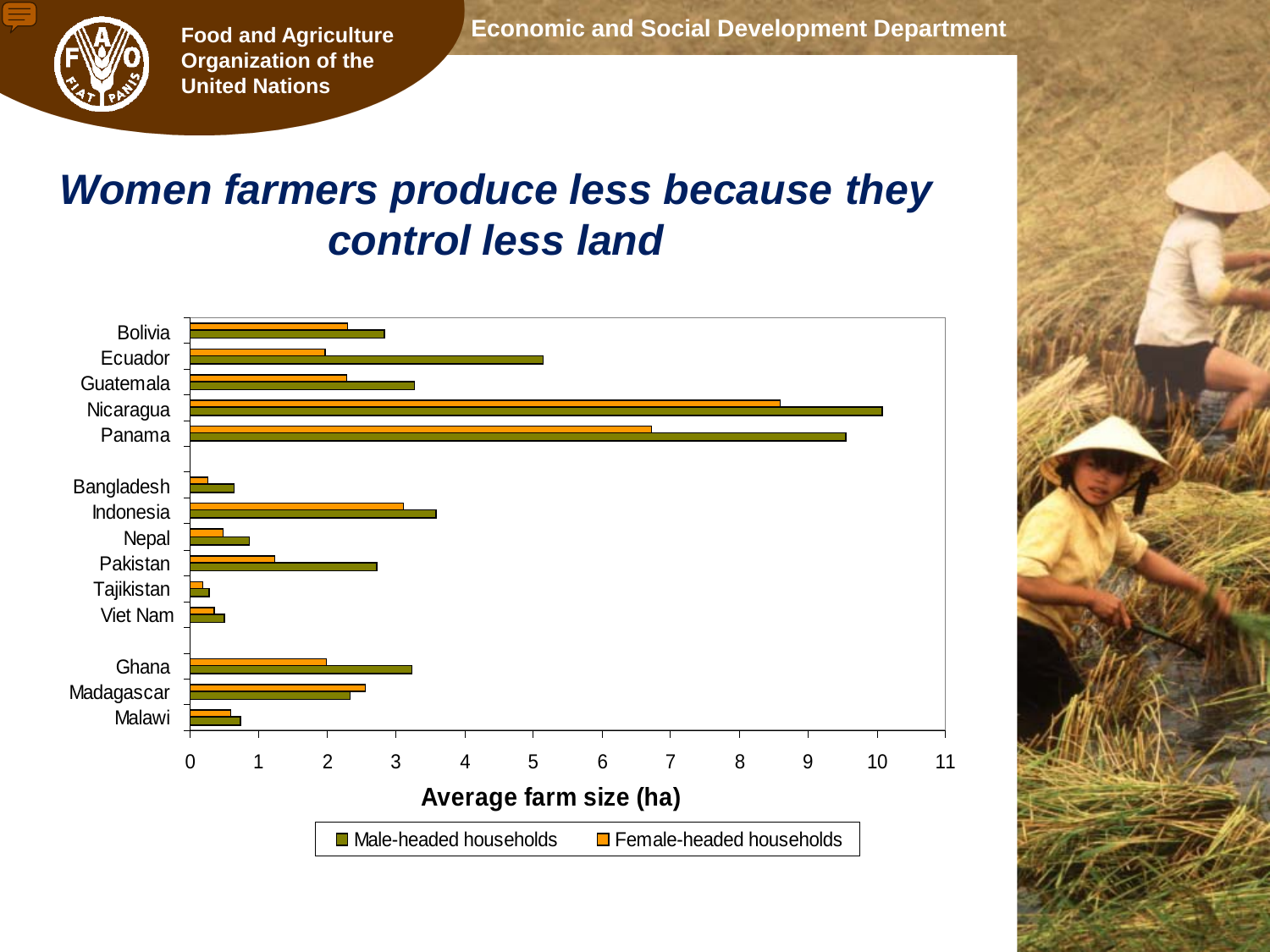# Women farmers produce less because they control less land

Bolivia
Ecuador
Guatemala
Nicaragua
Panama

Bangladesh
Indonesia
Nepal
Pakistan
Tajikistan
Viet Nam

Ghana
Madagascar
Malawi

0 1 2 3 4 5 6 7 8 9 10 11

**Average farm size (ha)**

Male-headed households   Female-headed households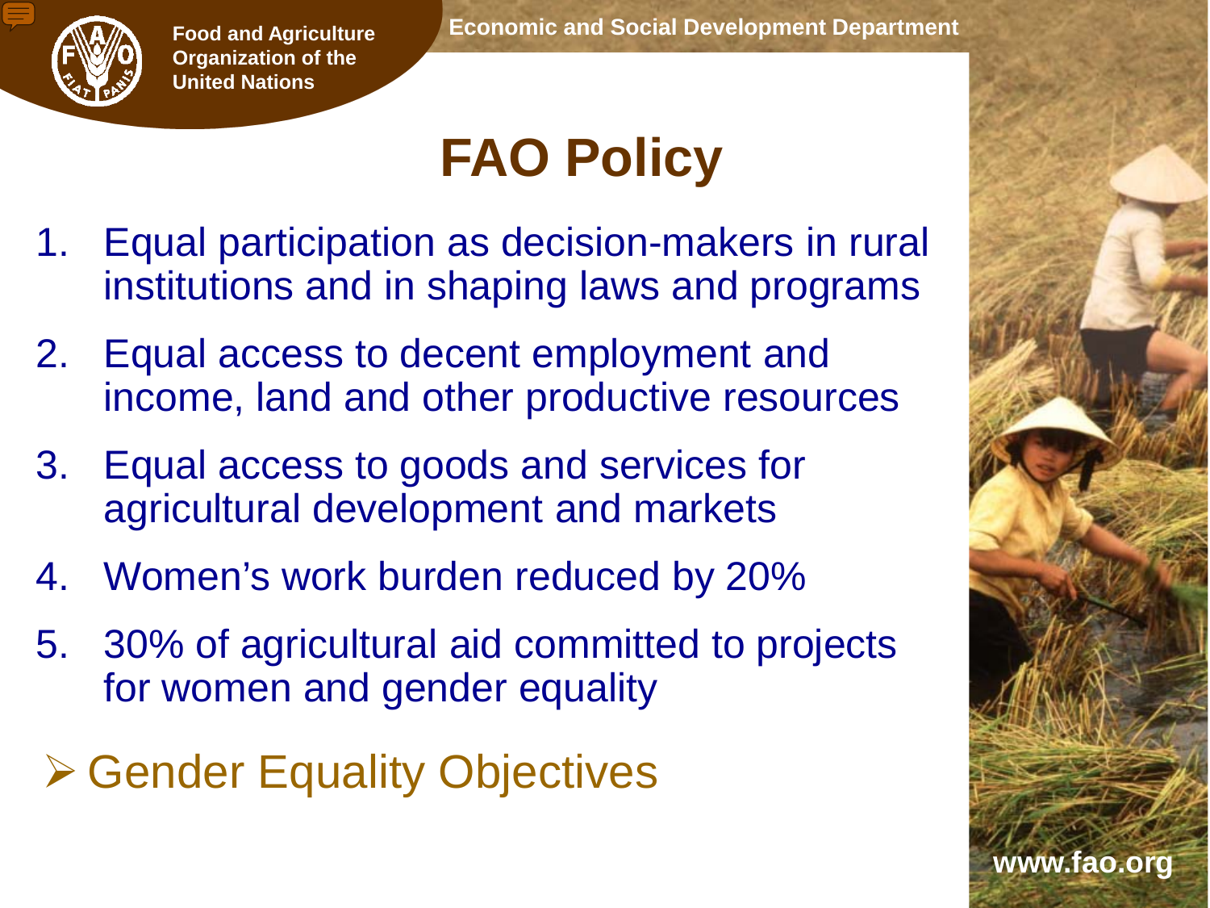# FAO Policy

1. Equal participation as decision-makers in rural institutions and in shaping laws and programs
2. Equal access to decent employment and income, land and other productive resources
3. Equal access to goods and services for agricultural development and markets
4. Women's work burden reduced by 20%
5. 30% of agricultural aid committed to projects for women and gender equality

- Gender Equality Objectives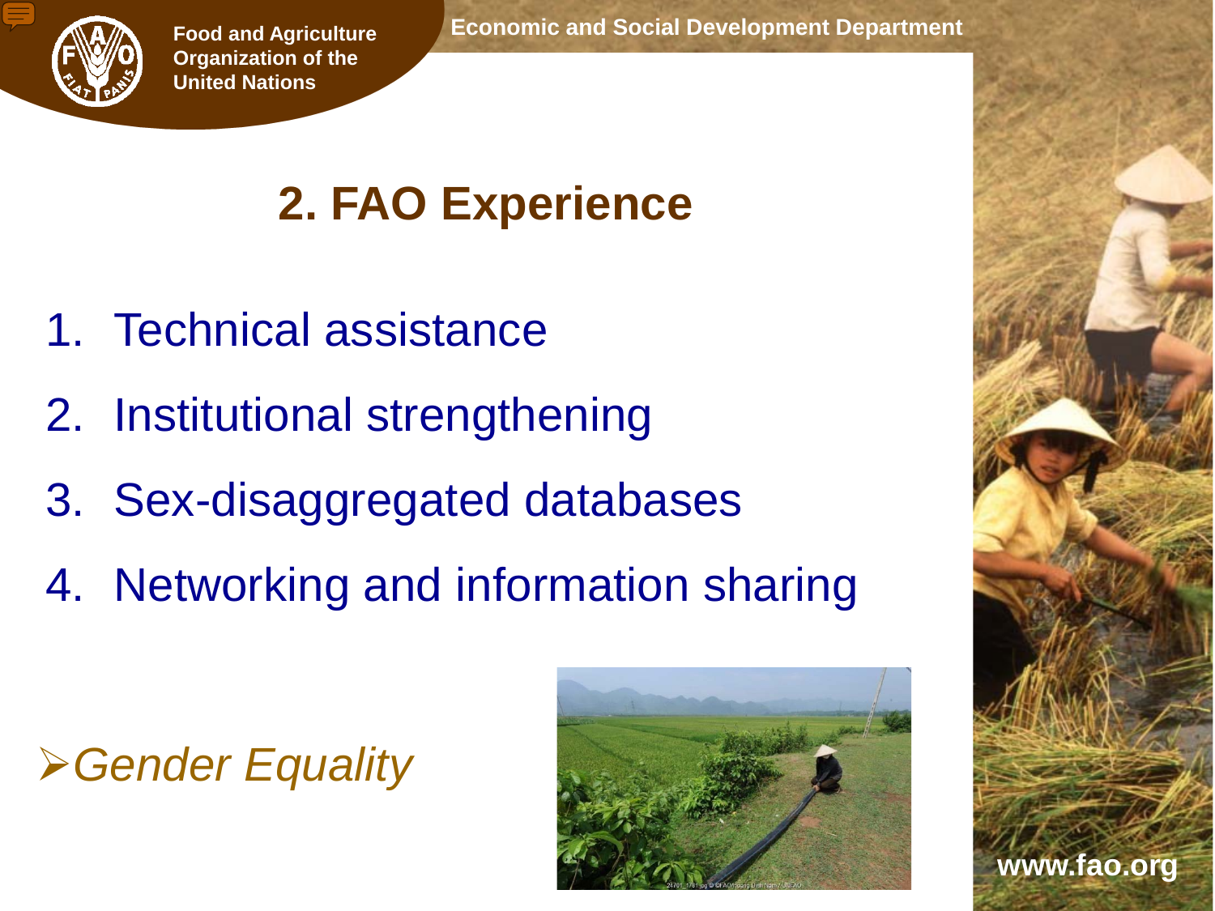# 2. FAO Experience

1. Technical assistance
2. Institutional strengthening
3. Sex-disaggregated databases
4. Networking and information sharing

- *Gender Equality*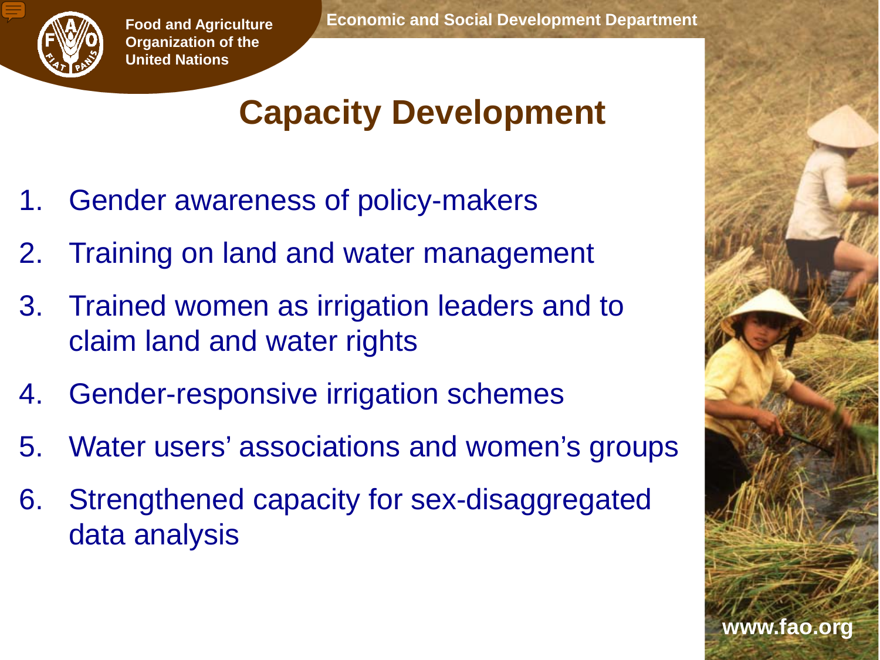# Capacity Development

1. Gender awareness of policy-makers
2. Training on land and water management
3. Trained women as irrigation leaders and to claim land and water rights
4. Gender-responsive irrigation schemes
5. Water users' associations and women's groups
6. Strengthened capacity for sex-disaggregated data analysis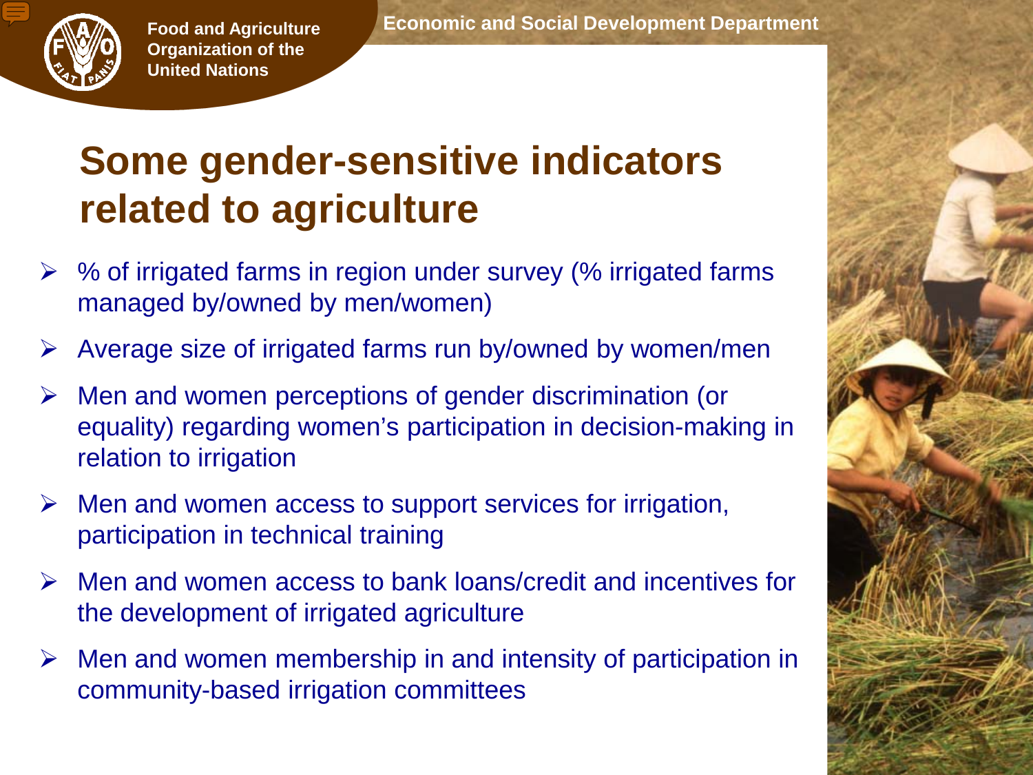# Some gender-sensitive indicators related to agriculture

- % of irrigated farms in region under survey (% irrigated farms managed by/owned by men/women)
- Average size of irrigated farms run by/owned by women/men
- Men and women perceptions of gender discrimination (or equality) regarding women's participation in decision-making in relation to irrigation
- Men and women access to support services for irrigation, participation in technical training
- Men and women access to bank loans/credit and incentives for the development of irrigated agriculture
- Men and women membership in and intensity of participation in community-based irrigation committees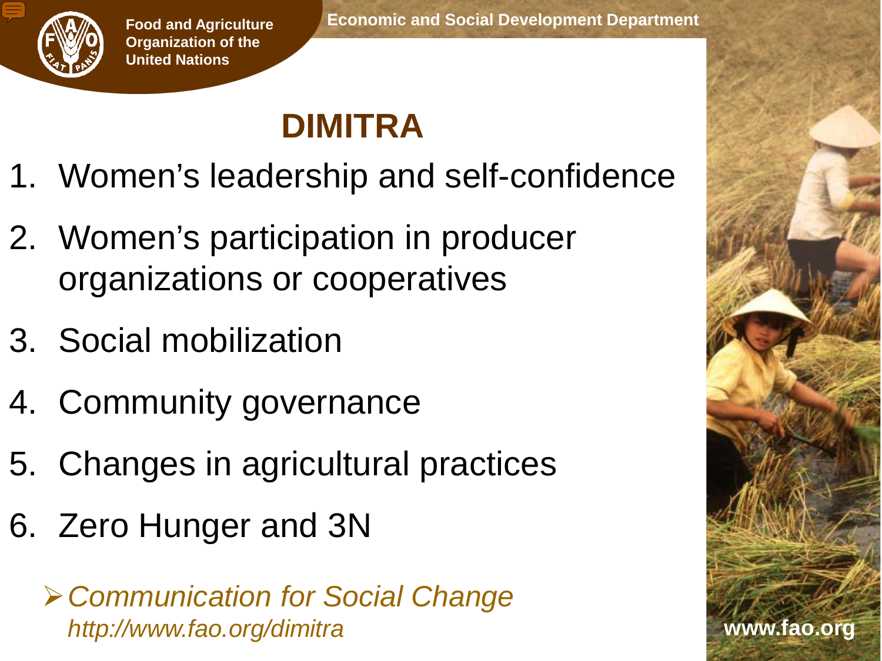# DIMITRA

1. Women's leadership and self-confidence
2. Women's participation in producer organizations or cooperatives
3. Social mobilization
4. Community governance
5. Changes in agricultural practices
6. Zero Hunger and 3N

- *Communication for Social Change*
  *http://www.fao.org/dimitra*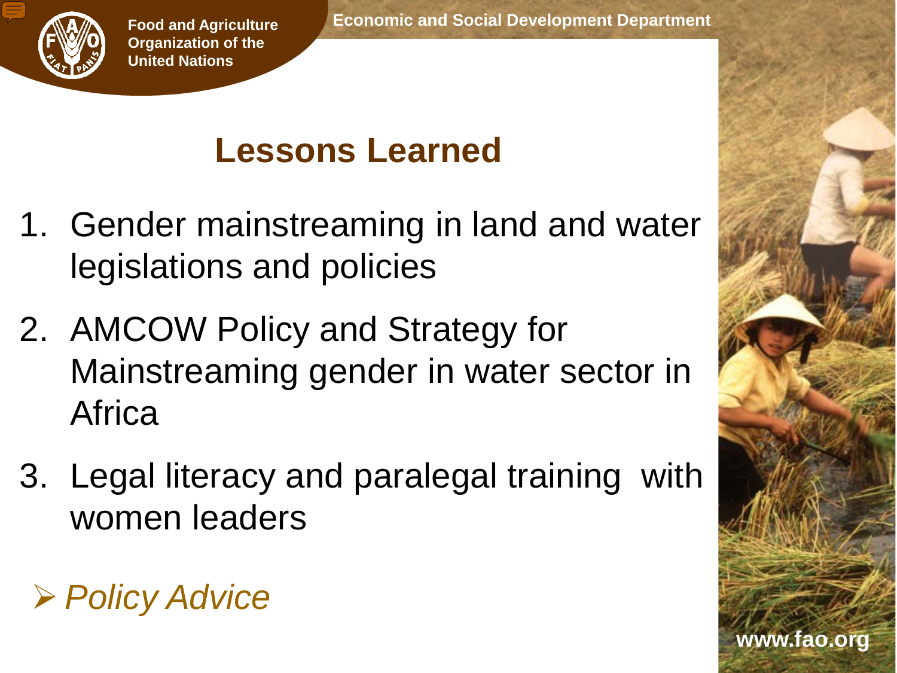# Lessons Learned

1. Gender mainstreaming in land and water legislations and policies
2. AMCOW Policy and Strategy for Mainstreaming gender in water sector in Africa
3. Legal literacy and paralegal training with women leaders

- *Policy Advice*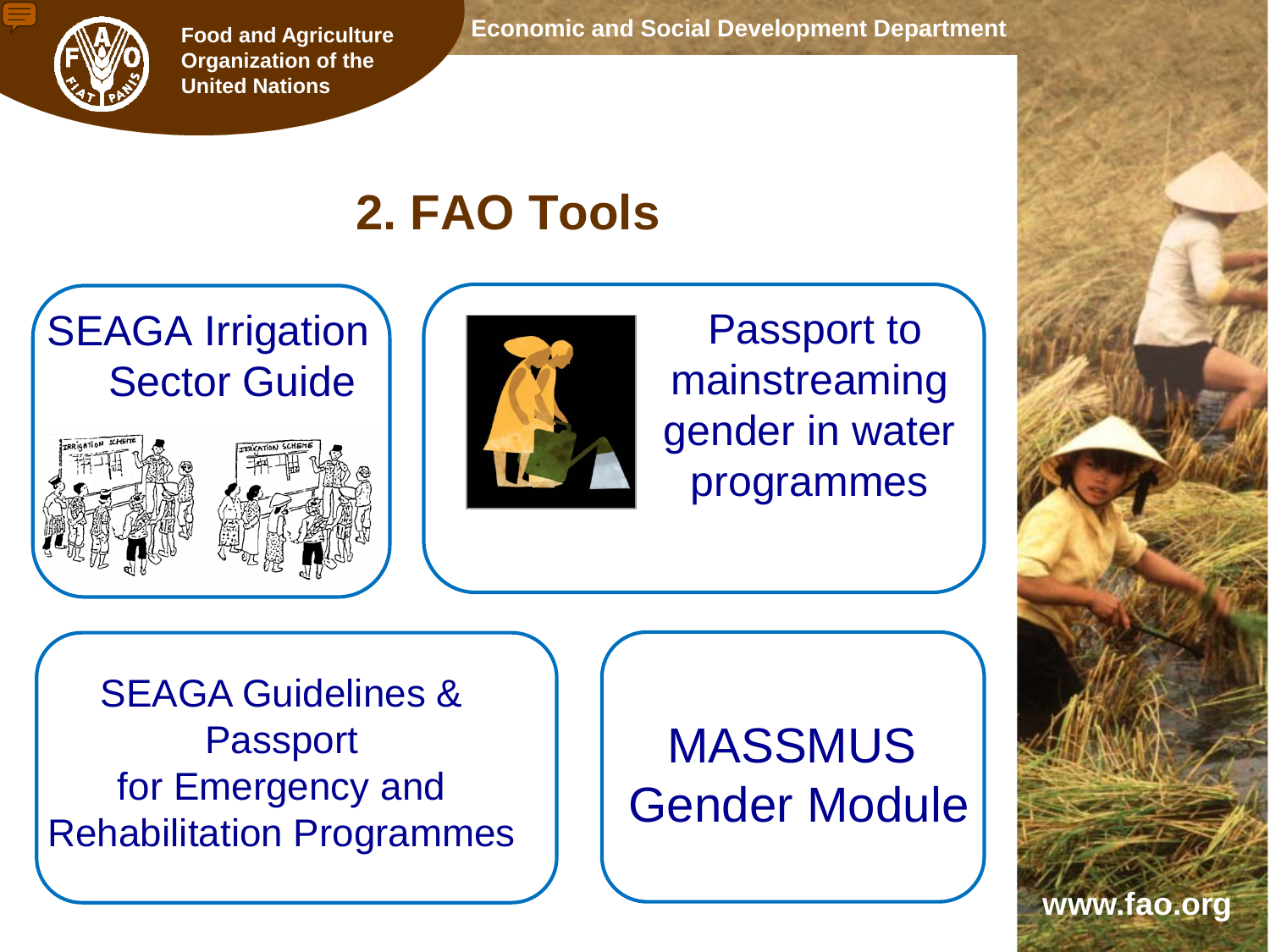# 2. FAO Tools

SEAGA Irrigation Sector Guide

Passport to mainstreaming gender in water programmes

SEAGA Guidelines & Passport for Emergency and Rehabilitation Programmes

MASSMUS Gender Module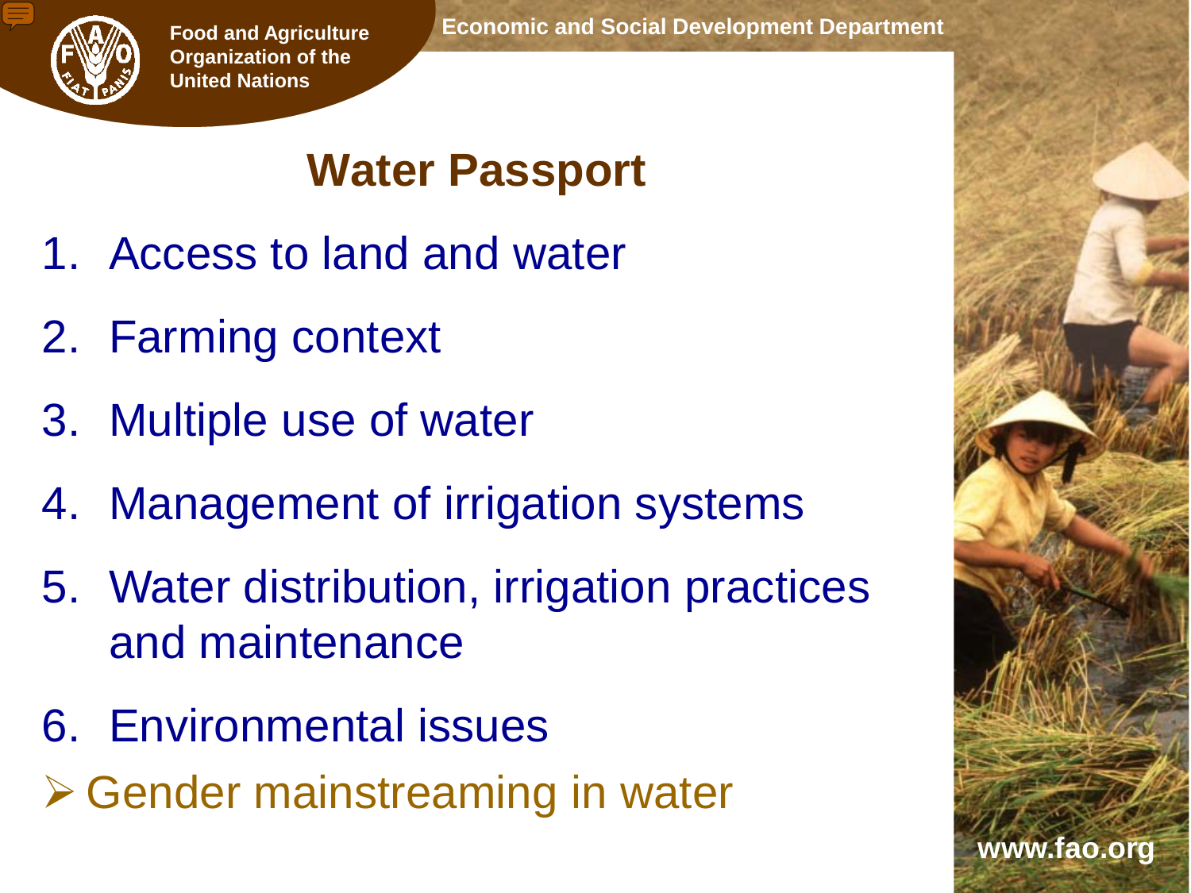# Water Passport

1. Access to land and water
2. Farming context
3. Multiple use of water
4. Management of irrigation systems
5. Water distribution, irrigation practices and maintenance
6. Environmental issues

- Gender mainstreaming in water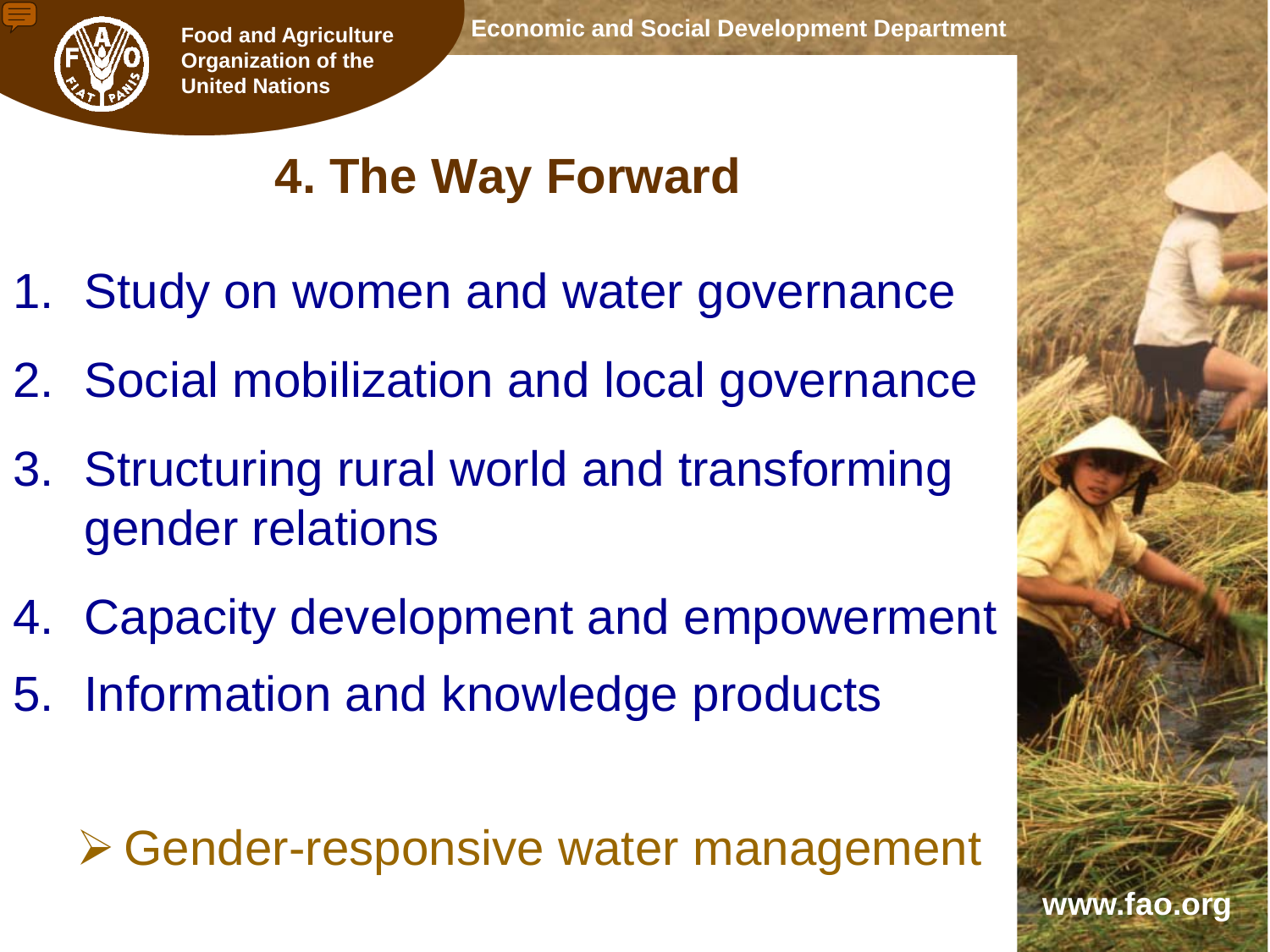# 4. The Way Forward

1. Study on women and water governance
2. Social mobilization and local governance
3. Structuring rural world and transforming gender relations
4. Capacity development and empowerment
5. Information and knowledge products

- Gender-responsive water management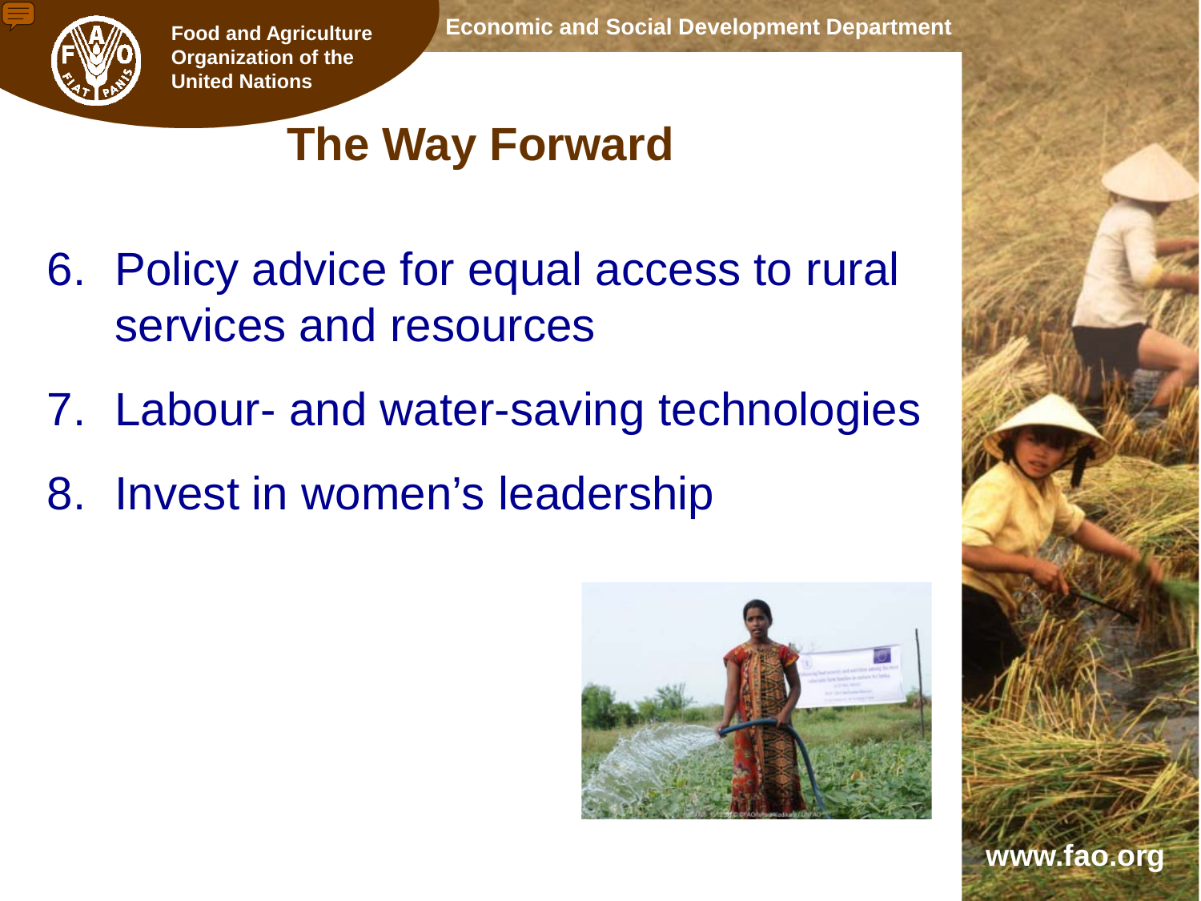# The Way Forward

6. Policy advice for equal access to rural services and resources
7. Labour- and water-saving technologies
8. Invest in women's leadership